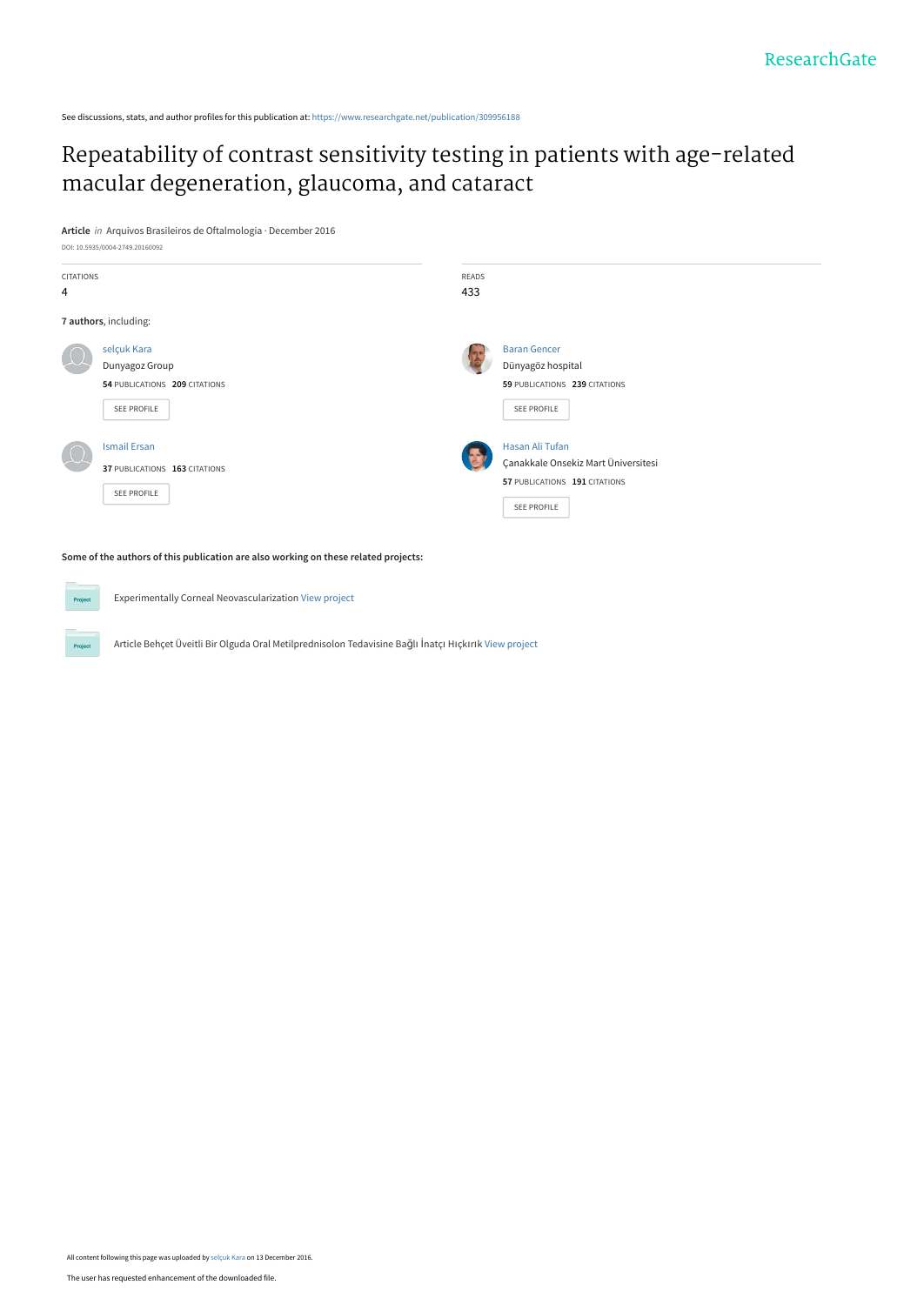ResearchGate

See discussions, stats, and author profiles for this publication at: https://www.researchgate.net/publication/309956188

# Repeatability of contrast sensitivity testing in patients with age-related macular degeneration, glaucoma, and cataract

**Article** *in* Arquivos Brasileiros de Oftalmologia · December 2016

DOI: 10.5935/0004-2749.20160092

| CITATIONS | READS |
|---|---|
| 4 | 433 |

**7 authors**, including:

selçuk Kara
Dunyagoz Group
**54** PUBLICATIONS **209** CITATIONS
SEE PROFILE

Baran Gencer
Dünyagöz hospital
**59** PUBLICATIONS **239** CITATIONS
SEE PROFILE

Ismail Ersan
**37** PUBLICATIONS **163** CITATIONS
SEE PROFILE

Hasan Ali Tufan
Çanakkale Onsekiz Mart Üniversitesi
**57** PUBLICATIONS **191** CITATIONS
SEE PROFILE

**Some of the authors of this publication are also working on these related projects:**

Project: Experimentally Corneal Neovascularization View project

Project: Article Behçet Üveitli Bir Olguda Oral Metilprednisolon Tedavisine Bağlı İnatçı Hıçkırık View project

All content following this page was uploaded by selçuk Kara on 13 December 2016.

The user has requested enhancement of the downloaded file.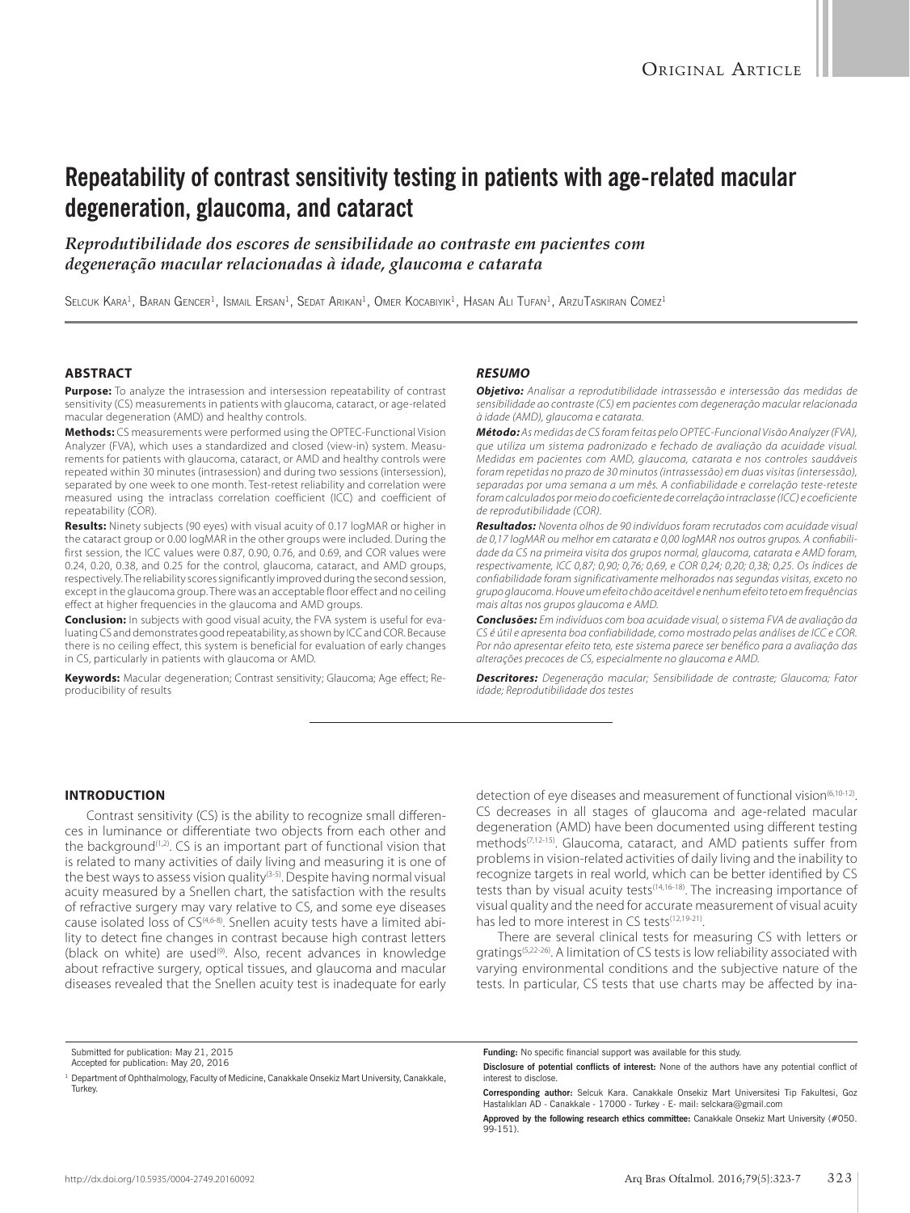Original Article

# Repeatability of contrast sensitivity testing in patients with age-related macular degeneration, glaucoma, and cataract

*Reprodutibilidade dos escores de sensibilidade ao contraste em pacientes com degeneração macular relacionadas à idade, glaucoma e catarata*

Selcuk Kara[1], Baran Gencer[1], Ismail Ersan[1], Sedat Arikan[1], Omer Kocabiyik[1], Hasan Ali Tufan[1], ArzuTaskiran Comez[1]

## ABSTRACT

**Purpose:** To analyze the intrasession and intersession repeatability of contrast sensitivity (CS) measurements in patients with glaucoma, cataract, or age-related macular degeneration (AMD) and healthy controls.

**Methods:** CS measurements were performed using the OPTEC-Functional Vision Analyzer (FVA), which uses a standardized and closed (view-in) system. Measurements for patients with glaucoma, cataract, or AMD and healthy controls were repeated within 30 minutes (intrasession) and during two sessions (intersession), separated by one week to one month. Test-retest reliability and correlation were measured using the intraclass correlation coefficient (ICC) and coefficient of repeatability (COR).

**Results:** Ninety subjects (90 eyes) with visual acuity of 0.17 logMAR or higher in the cataract group or 0.00 logMAR in the other groups were included. During the first session, the ICC values were 0.87, 0.90, 0.76, and 0.69, and COR values were 0.24, 0.20, 0.38, and 0.25 for the control, glaucoma, cataract, and AMD groups, respectively. The reliability scores significantly improved during the second session, except in the glaucoma group. There was an acceptable floor effect and no ceiling effect at higher frequencies in the glaucoma and AMD groups.

**Conclusion:** In subjects with good visual acuity, the FVA system is useful for evaluating CS and demonstrates good repeatability, as shown by ICC and COR. Because there is no ceiling effect, this system is beneficial for evaluation of early changes in CS, particularly in patients with glaucoma or AMD.

**Keywords:** Macular degeneration; Contrast sensitivity; Glaucoma; Age effect; Reproducibility of results

## *RESUMO*

***Objetivo:*** *Analisar a reprodutibilidade intrassessão e intersessão das medidas de sensibilidade ao contraste (CS) em pacientes com degeneração macular relacionada à idade (AMD), glaucoma e catarata.*

***Método:*** *As medidas de CS foram feitas pelo OPTEC-Funcional Visão Analyzer (FVA), que utiliza um sistema padronizado e fechado de avaliação da acuidade visual. Medidas em pacientes com AMD, glaucoma, catarata e nos controles saudáveis foram repetidas no prazo de 30 minutos (intrassessão) em duas visitas (intersessão), separadas por uma semana a um mês. A confiabilidade e correlação teste-reteste foram calculados por meio do coeficiente de correlação intraclasse (ICC) e coeficiente de reprodutibilidade (COR).*

***Resultados:*** *Noventa olhos de 90 indivíduos foram recrutados com acuidade visual de 0,17 logMAR ou melhor em catarata e 0,00 logMAR nos outros grupos. A confiabilidade da CS na primeira visita dos grupos normal, glaucoma, catarata e AMD foram, respectivamente, ICC 0,87; 0,90; 0,76; 0,69, e COR 0,24; 0,20; 0,38; 0,25. Os índices de confiabilidade foram significativamente melhorados nas segundas visitas, exceto no grupo glaucoma. Houve um efeito chão aceitável e nenhum efeito teto em frequências mais altas nos grupos glaucoma e AMD.*

***Conclusões:*** *Em indivíduos com boa acuidade visual, o sistema FVA de avaliação da CS é útil e apresenta boa confiabilidade, como mostrado pelas análises de ICC e COR. Por não apresentar efeito teto, este sistema parece ser benéfico para a avaliação das alterações precoces de CS, especialmente no glaucoma e AMD.*

***Descritores:*** *Degeneração macular; Sensibilidade de contraste; Glaucoma; Fator idade; Reprodutibilidade dos testes*

## INTRODUCTION

Contrast sensitivity (CS) is the ability to recognize small differences in luminance or differentiate two objects from each other and the background[1,2]. CS is an important part of functional vision that is related to many activities of daily living and measuring it is one of the best ways to assess vision quality[3-5]. Despite having normal visual acuity measured by a Snellen chart, the satisfaction with the results of refractive surgery may vary relative to CS, and some eye diseases cause isolated loss of CS[4,6-8]. Snellen acuity tests have a limited ability to detect fine changes in contrast because high contrast letters (black on white) are used[9]. Also, recent advances in knowledge about refractive surgery, optical tissues, and glaucoma and macular diseases revealed that the Snellen acuity test is inadequate for early detection of eye diseases and measurement of functional vision[6,10-12]. CS decreases in all stages of glaucoma and age-related macular degeneration (AMD) have been documented using different testing methods[7,12-15]. Glaucoma, cataract, and AMD patients suffer from problems in vision-related activities of daily living and the inability to recognize targets in real world, which can be better identified by CS tests than by visual acuity tests[14,16-18]. The increasing importance of visual quality and the need for accurate measurement of visual acuity has led to more interest in CS tests[12,19-21].

There are several clinical tests for measuring CS with letters or gratings[5,22-26]. A limitation of CS tests is low reliability associated with varying environmental conditions and the subjective nature of the tests. In particular, CS tests that use charts may be affected by ina-

Submitted for publication: May 21, 2015
Accepted for publication: May 20, 2016

[1] Department of Ophthalmology, Faculty of Medicine, Canakkale Onsekiz Mart University, Canakkale, Turkey.

**Funding:** No specific financial support was available for this study.

**Disclosure of potential conflicts of interest:** None of the authors have any potential conflict of interest to disclose.

**Corresponding author:** Selcuk Kara. Canakkale Onsekiz Mart Universitesi Tip Fakultesi, Goz Hastalıkları AD - Canakkale - 17000 - Turkey - E- mail: selckara@gmail.com

**Approved by the following research ethics committee:** Canakkale Onsekiz Mart University (#050. 99-151).

http://dx.doi.org/10.5935/0004-2749.20160092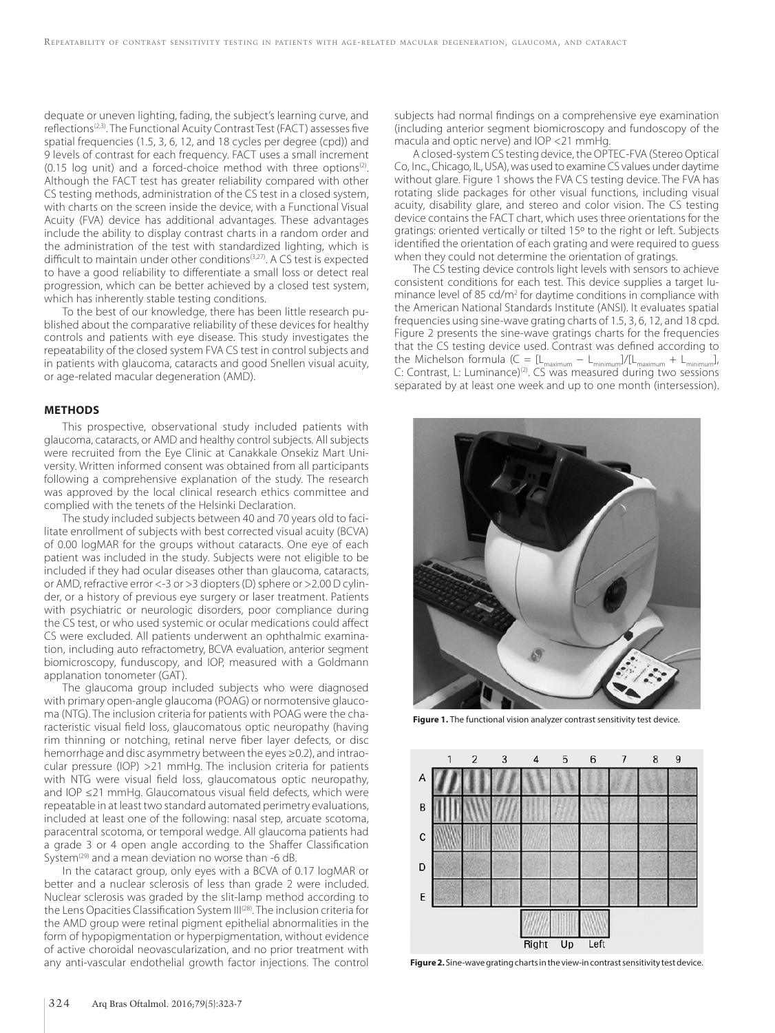dequate or uneven lighting, fading, the subject's learning curve, and reflections[2,3]. The Functional Acuity Contrast Test (FACT) assesses five spatial frequencies (1.5, 3, 6, 12, and 18 cycles per degree (cpd)) and 9 levels of contrast for each frequency. FACT uses a small increment (0.15 log unit) and a forced-choice method with three options[2]. Although the FACT test has greater reliability compared with other CS testing methods, administration of the CS test in a closed system, with charts on the screen inside the device, with a Functional Visual Acuity (FVA) device has additional advantages. These advantages include the ability to display contrast charts in a random order and the administration of the test with standardized lighting, which is difficult to maintain under other conditions[3,27]. A CS test is expected to have a good reliability to differentiate a small loss or detect real progression, which can be better achieved by a closed test system, which has inherently stable testing conditions.

To the best of our knowledge, there has been little research published about the comparative reliability of these devices for healthy controls and patients with eye disease. This study investigates the repeatability of the closed system FVA CS test in control subjects and in patients with glaucoma, cataracts and good Snellen visual acuity, or age-related macular degeneration (AMD).

## METHODS

This prospective, observational study included patients with glaucoma, cataracts, or AMD and healthy control subjects. All subjects were recruited from the Eye Clinic at Canakkale Onsekiz Mart University. Written informed consent was obtained from all participants following a comprehensive explanation of the study. The research was approved by the local clinical research ethics committee and complied with the tenets of the Helsinki Declaration.

The study included subjects between 40 and 70 years old to facilitate enrollment of subjects with best corrected visual acuity (BCVA) of 0.00 logMAR for the groups without cataracts. One eye of each patient was included in the study. Subjects were not eligible to be included if they had ocular diseases other than glaucoma, cataracts, or AMD, refractive error <-3 or >3 diopters (D) sphere or >2.00 D cylinder, or a history of previous eye surgery or laser treatment. Patients with psychiatric or neurologic disorders, poor compliance during the CS test, or who used systemic or ocular medications could affect CS were excluded. All patients underwent an ophthalmic examination, including auto refractometry, BCVA evaluation, anterior segment biomicroscopy, funduscopy, and IOP, measured with a Goldmann applanation tonometer (GAT).

The glaucoma group included subjects who were diagnosed with primary open-angle glaucoma (POAG) or normotensive glaucoma (NTG). The inclusion criteria for patients with POAG were the characteristic visual field loss, glaucomatous optic neuropathy (having rim thinning or notching, retinal nerve fiber layer defects, or disc hemorrhage and disc asymmetry between the eyes ≥0.2), and intraocular pressure (IOP) >21 mmHg. The inclusion criteria for patients with NTG were visual field loss, glaucomatous optic neuropathy, and IOP ≤21 mmHg. Glaucomatous visual field defects, which were repeatable in at least two standard automated perimetry evaluations, included at least one of the following: nasal step, arcuate scotoma, paracentral scotoma, or temporal wedge. All glaucoma patients had a grade 3 or 4 open angle according to the Shaffer Classification System[29] and a mean deviation no worse than -6 dB.

In the cataract group, only eyes with a BCVA of 0.17 logMAR or better and a nuclear sclerosis of less than grade 2 were included. Nuclear sclerosis was graded by the slit-lamp method according to the Lens Opacities Classification System III[28]. The inclusion criteria for the AMD group were retinal pigment epithelial abnormalities in the form of hypopigmentation or hyperpigmentation, without evidence of active choroidal neovascularization, and no prior treatment with any anti-vascular endothelial growth factor injections. The control subjects had normal findings on a comprehensive eye examination (including anterior segment biomicroscopy and fundoscopy of the macula and optic nerve) and IOP <21 mmHg.

A closed-system CS testing device, the OPTEC-FVA (Stereo Optical Co, Inc., Chicago, IL, USA), was used to examine CS values under daytime without glare. Figure 1 shows the FVA CS testing device. The FVA has rotating slide packages for other visual functions, including visual acuity, disability glare, and stereo and color vision. The CS testing device contains the FACT chart, which uses three orientations for the gratings: oriented vertically or tilted 15º to the right or left. Subjects identified the orientation of each grating and were required to guess when they could not determine the orientation of gratings.

The CS testing device controls light levels with sensors to achieve consistent conditions for each test. This device supplies a target luminance level of 85 cd/m$^2$ for daytime conditions in compliance with the American National Standards Institute (ANSI). It evaluates spatial frequencies using sine-wave grating charts of 1.5, 3, 6, 12, and 18 cpd. Figure 2 presents the sine-wave gratings charts for the frequencies that the CS testing device used. Contrast was defined according to the Michelson formula ($C = [L_{maximum} - L_{minimum}]/[L_{maximum} + L_{minimum}]$, C: Contrast, L: Luminance)[2]. CS was measured during two sessions separated by at least one week and up to one month (intersession).

**Figure 1.** The functional vision analyzer contrast sensitivity test device.

**Figure 2.** Sine-wave grating charts in the view-in contrast sensitivity test device.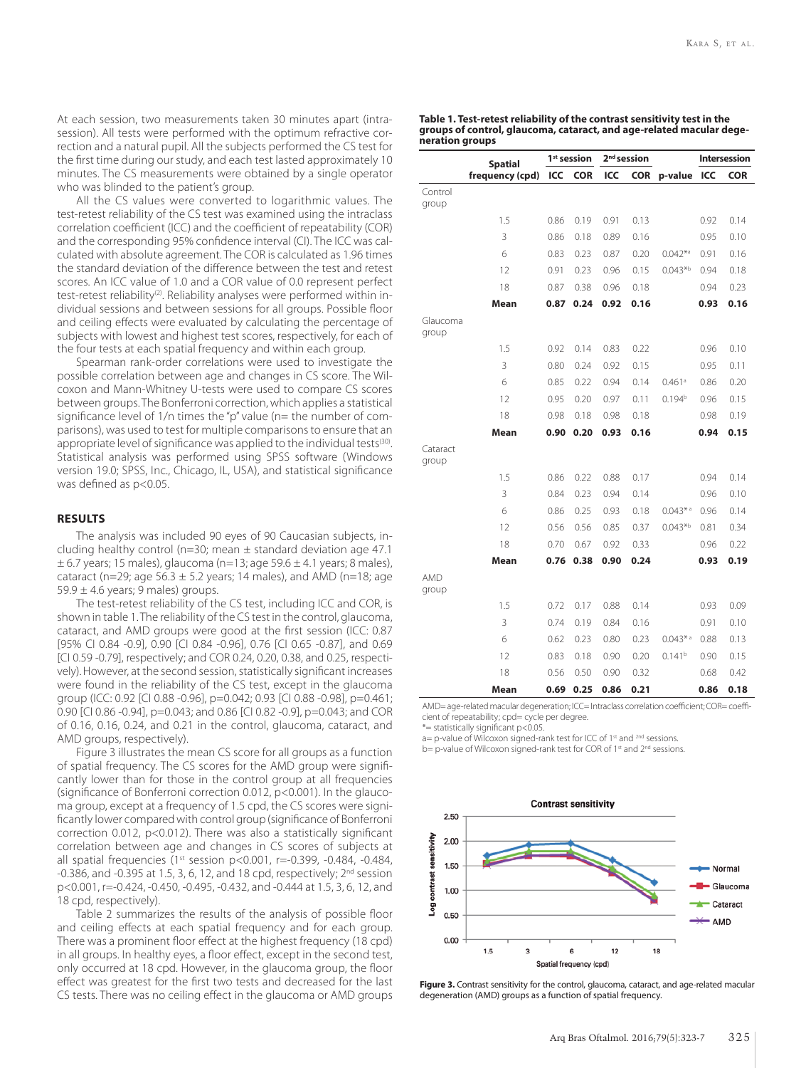At each session, two measurements taken 30 minutes apart (intra-session). All tests were performed with the optimum refractive correction and a natural pupil. All the subjects performed the CS test for the first time during our study, and each test lasted approximately 10 minutes. The CS measurements were obtained by a single operator who was blinded to the patient's group.

All the CS values were converted to logarithmic values. The test-retest reliability of the CS test was examined using the intraclass correlation coefficient (ICC) and the coefficient of repeatability (COR) and the corresponding 95% confidence interval (CI). The ICC was calculated with absolute agreement. The COR is calculated as 1.96 times the standard deviation of the difference between the test and retest scores. An ICC value of 1.0 and a COR value of 0.0 represent perfect test-retest reliability[2]. Reliability analyses were performed within individual sessions and between sessions for all groups. Possible floor and ceiling effects were evaluated by calculating the percentage of subjects with lowest and highest test scores, respectively, for each of the four tests at each spatial frequency and within each group.

Spearman rank-order correlations were used to investigate the possible correlation between age and changes in CS score. The Wilcoxon and Mann-Whitney U-tests were used to compare CS scores between groups. The Bonferroni correction, which applies a statistical significance level of 1/n times the "p" value (n= the number of comparisons), was used to test for multiple comparisons to ensure that an appropriate level of significance was applied to the individual tests[30]. Statistical analysis was performed using SPSS software (Windows version 19.0; SPSS, Inc., Chicago, IL, USA), and statistical significance was defined as p<0.05.

## RESULTS

The analysis was included 90 eyes of 90 Caucasian subjects, including healthy control (n=30; mean ± standard deviation age 47.1 ± 6.7 years; 15 males), glaucoma (n=13; age 59.6 ± 4.1 years; 8 males), cataract (n=29; age 56.3 ± 5.2 years; 14 males), and AMD (n=18; age 59.9 ± 4.6 years; 9 males) groups.

The test-retest reliability of the CS test, including ICC and COR, is shown in table 1. The reliability of the CS test in the control, glaucoma, cataract, and AMD groups were good at the first session (ICC: 0.87 [95% CI 0.84 -0.9], 0.90 [CI 0.84 -0.96], 0.76 [CI 0.65 -0.87], and 0.69 [CI 0.59 -0.79], respectively; and COR 0.24, 0.20, 0.38, and 0.25, respectively). However, at the second session, statistically significant increases were found in the reliability of the CS test, except in the glaucoma group (ICC: 0.92 [CI 0.88 -0.96], p=0.042; 0.93 [CI 0.88 -0.98], p=0.461; 0.90 [CI 0.86 -0.94], p=0.043; and 0.86 [CI 0.82 -0.9], p=0.043; and COR of 0.16, 0.16, 0.24, and 0.21 in the control, glaucoma, cataract, and AMD groups, respectively).

Figure 3 illustrates the mean CS score for all groups as a function of spatial frequency. The CS scores for the AMD group were significantly lower than for those in the control group at all frequencies (significance of Bonferroni correction 0.012, p<0.001). In the glaucoma group, except at a frequency of 1.5 cpd, the CS scores were significantly lower compared with control group (significance of Bonferroni correction 0.012, p<0.012). There was also a statistically significant correlation between age and changes in CS scores of subjects at all spatial frequencies (1st session p<0.001, r=-0.399, -0.484, -0.484, -0.386, and -0.395 at 1.5, 3, 6, 12, and 18 cpd, respectively; 2nd session p<0.001, r=-0.424, -0.450, -0.495, -0.432, and -0.444 at 1.5, 3, 6, 12, and 18 cpd, respectively).

Table 2 summarizes the results of the analysis of possible floor and ceiling effects at each spatial frequency and for each group. There was a prominent floor effect at the highest frequency (18 cpd) in all groups. In healthy eyes, a floor effect, except in the second test, only occurred at 18 cpd. However, in the glaucoma group, the floor effect was greatest for the first two tests and decreased for the last CS tests. There was no ceiling effect in the glaucoma or AMD groups

**Table 1. Test-retest reliability of the contrast sensitivity test in the groups of control, glaucoma, cataract, and age-related macular degeneration groups**

| | Spatial frequency (cpd) | 1st session ICC | 1st session COR | 2nd session ICC | 2nd session COR | p-value | Intersession ICC | Intersession COR |
|---|---|---|---|---|---|---|---|---|
| Control group | | | | | | | | |
| | 1.5 | 0.86 | 0.19 | 0.91 | 0.13 | | 0.92 | 0.14 |
| | 3 | 0.86 | 0.18 | 0.89 | 0.16 | | 0.95 | 0.10 |
| | 6 | 0.83 | 0.23 | 0.87 | 0.20 | 0.042*[a] | 0.91 | 0.16 |
| | 12 | 0.91 | 0.23 | 0.96 | 0.15 | 0.043*[b] | 0.94 | 0.18 |
| | 18 | 0.87 | 0.38 | 0.96 | 0.18 | | 0.94 | 0.23 |
| | **Mean** | **0.87** | **0.24** | **0.92** | **0.16** | | **0.93** | **0.16** |
| Glaucoma group | | | | | | | | |
| | 1.5 | 0.92 | 0.14 | 0.83 | 0.22 | | 0.96 | 0.10 |
| | 3 | 0.80 | 0.24 | 0.92 | 0.15 | | 0.95 | 0.11 |
| | 6 | 0.85 | 0.22 | 0.94 | 0.14 | 0.461[a] | 0.86 | 0.20 |
| | 12 | 0.95 | 0.20 | 0.97 | 0.11 | 0.194[b] | 0.96 | 0.15 |
| | 18 | 0.98 | 0.18 | 0.98 | 0.18 | | 0.98 | 0.19 |
| | **Mean** | **0.90** | **0.20** | **0.93** | **0.16** | | **0.94** | **0.15** |
| Cataract group | | | | | | | | |
| | 1.5 | 0.86 | 0.22 | 0.88 | 0.17 | | 0.94 | 0.14 |
| | 3 | 0.84 | 0.23 | 0.94 | 0.14 | | 0.96 | 0.10 |
| | 6 | 0.86 | 0.25 | 0.93 | 0.18 | 0.043*[a] | 0.96 | 0.14 |
| | 12 | 0.56 | 0.56 | 0.85 | 0.37 | 0.043*[b] | 0.81 | 0.34 |
| | 18 | 0.70 | 0.67 | 0.92 | 0.33 | | 0.96 | 0.22 |
| | **Mean** | **0.76** | **0.38** | **0.90** | **0.24** | | **0.93** | **0.19** |
| AMD group | | | | | | | | |
| | 1.5 | 0.72 | 0.17 | 0.88 | 0.14 | | 0.93 | 0.09 |
| | 3 | 0.74 | 0.19 | 0.84 | 0.16 | | 0.91 | 0.10 |
| | 6 | 0.62 | 0.23 | 0.80 | 0.23 | 0.043*[a] | 0.88 | 0.13 |
| | 12 | 0.83 | 0.18 | 0.90 | 0.20 | 0.141[b] | 0.90 | 0.15 |
| | 18 | 0.56 | 0.50 | 0.90 | 0.32 | | 0.68 | 0.42 |
| | **Mean** | **0.69** | **0.25** | **0.86** | **0.21** | | **0.86** | **0.18** |

AMD= age-related macular degeneration; ICC= Intraclass correlation coefficient; COR= coefficient of repeatability; cpd= cycle per degree.
*= statistically significant p<0.05.
a= p-value of Wilcoxon signed-rank test for ICC of 1st and 2nd sessions.
b= p-value of Wilcoxon signed-rank test for COR of 1st and 2nd sessions.

**Figure 3.** Contrast sensitivity for the control, glaucoma, cataract, and age-related macular degeneration (AMD) groups as a function of spatial frequency.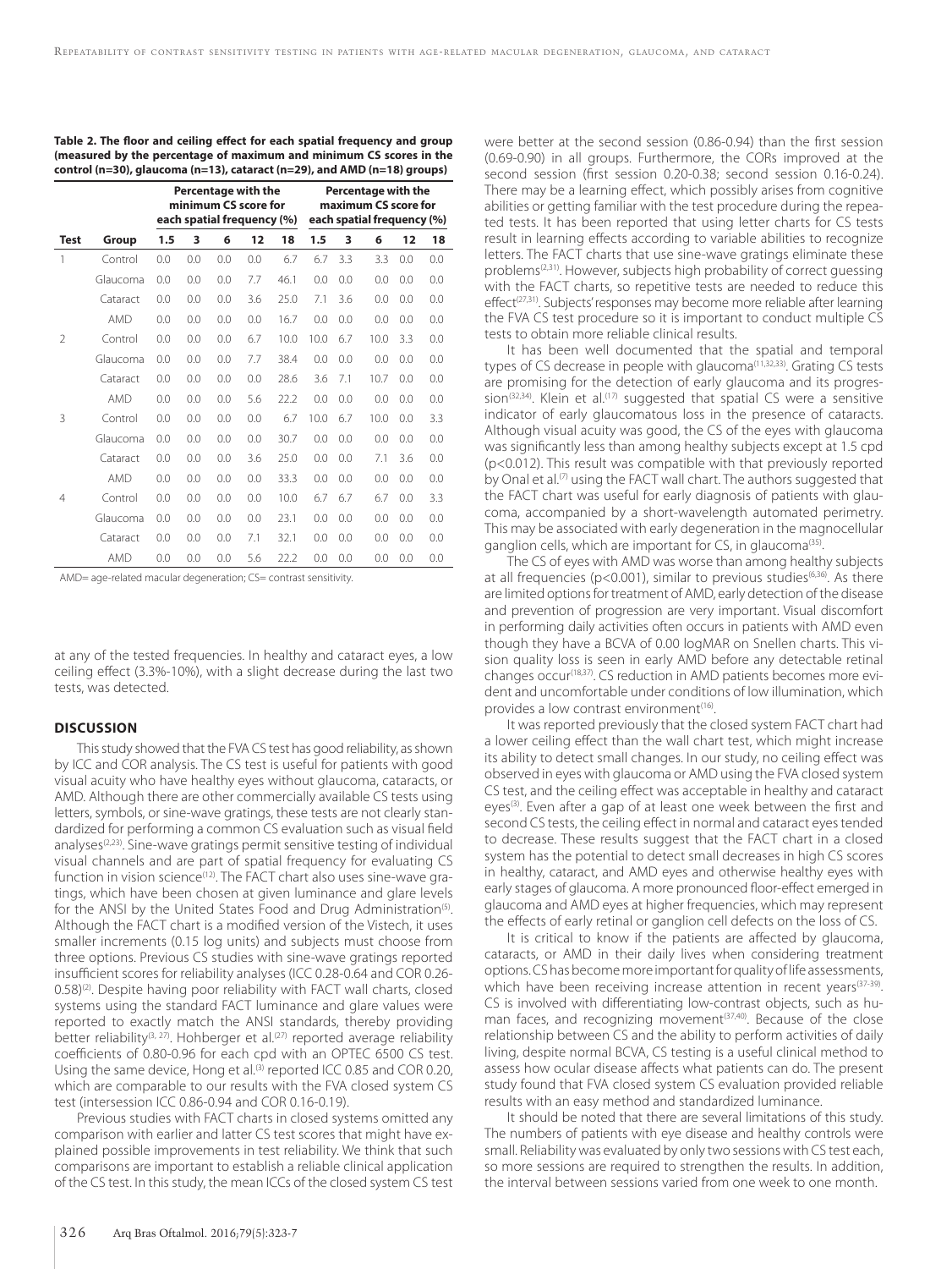**Table 2. The floor and ceiling effect for each spatial frequency and group (measured by the percentage of maximum and minimum CS scores in the control (n=30), glaucoma (n=13), cataract (n=29), and AMD (n=18) groups)**

| | | Percentage with the minimum CS score for each spatial frequency (%) | | | | | Percentage with the maximum CS score for each spatial frequency (%) | | | | |
|---|---|---|---|---|---|---|---|---|---|---|---|
| **Test** | **Group** | **1.5** | **3** | **6** | **12** | **18** | **1.5** | **3** | **6** | **12** | **18** |
| 1 | Control | 0.0 | 0.0 | 0.0 | 0.0 | 6.7 | 6.7 | 3.3 | 3.3 | 0.0 | 0.0 |
| | Glaucoma | 0.0 | 0.0 | 0.0 | 7.7 | 46.1 | 0.0 | 0.0 | 0.0 | 0.0 | 0.0 |
| | Cataract | 0.0 | 0.0 | 0.0 | 3.6 | 25.0 | 7.1 | 3.6 | 0.0 | 0.0 | 0.0 |
| | AMD | 0.0 | 0.0 | 0.0 | 0.0 | 16.7 | 0.0 | 0.0 | 0.0 | 0.0 | 0.0 |
| 2 | Control | 0.0 | 0.0 | 0.0 | 6.7 | 10.0 | 10.0 | 6.7 | 10.0 | 3.3 | 0.0 |
| | Glaucoma | 0.0 | 0.0 | 0.0 | 7.7 | 38.4 | 0.0 | 0.0 | 0.0 | 0.0 | 0.0 |
| | Cataract | 0.0 | 0.0 | 0.0 | 0.0 | 28.6 | 3.6 | 7.1 | 10.7 | 0.0 | 0.0 |
| | AMD | 0.0 | 0.0 | 0.0 | 5.6 | 22.2 | 0.0 | 0.0 | 0.0 | 0.0 | 0.0 |
| 3 | Control | 0.0 | 0.0 | 0.0 | 0.0 | 6.7 | 10.0 | 6.7 | 10.0 | 0.0 | 3.3 |
| | Glaucoma | 0.0 | 0.0 | 0.0 | 0.0 | 30.7 | 0.0 | 0.0 | 0.0 | 0.0 | 0.0 |
| | Cataract | 0.0 | 0.0 | 0.0 | 3.6 | 25.0 | 0.0 | 0.0 | 7.1 | 3.6 | 0.0 |
| | AMD | 0.0 | 0.0 | 0.0 | 0.0 | 33.3 | 0.0 | 0.0 | 0.0 | 0.0 | 0.0 |
| 4 | Control | 0.0 | 0.0 | 0.0 | 0.0 | 10.0 | 6.7 | 6.7 | 6.7 | 0.0 | 3.3 |
| | Glaucoma | 0.0 | 0.0 | 0.0 | 0.0 | 23.1 | 0.0 | 0.0 | 0.0 | 0.0 | 0.0 |
| | Cataract | 0.0 | 0.0 | 0.0 | 7.1 | 32.1 | 0.0 | 0.0 | 0.0 | 0.0 | 0.0 |
| | AMD | 0.0 | 0.0 | 0.0 | 5.6 | 22.2 | 0.0 | 0.0 | 0.0 | 0.0 | 0.0 |

AMD= age-related macular degeneration; CS= contrast sensitivity.

at any of the tested frequencies. In healthy and cataract eyes, a low ceiling effect (3.3%-10%), with a slight decrease during the last two tests, was detected.

## DISCUSSION

This study showed that the FVA CS test has good reliability, as shown by ICC and COR analysis. The CS test is useful for patients with good visual acuity who have healthy eyes without glaucoma, cataracts, or AMD. Although there are other commercially available CS tests using letters, symbols, or sine-wave gratings, these tests are not clearly standardized for performing a common CS evaluation such as visual field analyses[2,23]. Sine-wave gratings permit sensitive testing of individual visual channels and are part of spatial frequency for evaluating CS function in vision science[12]. The FACT chart also uses sine-wave gratings, which have been chosen at given luminance and glare levels for the ANSI by the United States Food and Drug Administration[5]. Although the FACT chart is a modified version of the Vistech, it uses smaller increments (0.15 log units) and subjects must choose from three options. Previous CS studies with sine-wave gratings reported insufficient scores for reliability analyses (ICC 0.28-0.64 and COR 0.26-0.58)[2]. Despite having poor reliability with FACT wall charts, closed systems using the standard FACT luminance and glare values were reported to exactly match the ANSI standards, thereby providing better reliability[3,27]. Hohberger et al.[27] reported average reliability coefficients of 0.80-0.96 for each cpd with an OPTEC 6500 CS test. Using the same device, Hong et al.[3] reported ICC 0.85 and COR 0.20, which are comparable to our results with the FVA closed system CS test (intersession ICC 0.86-0.94 and COR 0.16-0.19).

Previous studies with FACT charts in closed systems omitted any comparison with earlier and latter CS test scores that might have explained possible improvements in test reliability. We think that such comparisons are important to establish a reliable clinical application of the CS test. In this study, the mean ICCs of the closed system CS test were better at the second session (0.86-0.94) than the first session (0.69-0.90) in all groups. Furthermore, the CORs improved at the second session (first session 0.20-0.38; second session 0.16-0.24). There may be a learning effect, which possibly arises from cognitive abilities or getting familiar with the test procedure during the repeated tests. It has been reported that using letter charts for CS tests result in learning effects according to variable abilities to recognize letters. The FACT charts that use sine-wave gratings eliminate these problems[2,31]. However, subjects high probability of correct guessing with the FACT charts, so repetitive tests are needed to reduce this effect[27,31]. Subjects' responses may become more reliable after learning the FVA CS test procedure so it is important to conduct multiple CS tests to obtain more reliable clinical results.

It has been well documented that the spatial and temporal types of CS decrease in people with glaucoma[11,32,33]. Grating CS tests are promising for the detection of early glaucoma and its progression[32,34]. Klein et al.[17] suggested that spatial CS were a sensitive indicator of early glaucomatous loss in the presence of cataracts. Although visual acuity was good, the CS of the eyes with glaucoma was significantly less than among healthy subjects except at 1.5 cpd ($p<0.012$). This result was compatible with that previously reported by Onal et al.[7] using the FACT wall chart. The authors suggested that the FACT chart was useful for early diagnosis of patients with glaucoma, accompanied by a short-wavelength automated perimetry. This may be associated with early degeneration in the magnocellular ganglion cells, which are important for CS, in glaucoma[35].

The CS of eyes with AMD was worse than among healthy subjects at all frequencies ($p<0.001$), similar to previous studies[6,36]. As there are limited options for treatment of AMD, early detection of the disease and prevention of progression are very important. Visual discomfort in performing daily activities often occurs in patients with AMD even though they have a BCVA of 0.00 logMAR on Snellen charts. This vision quality loss is seen in early AMD before any detectable retinal changes occur[18,37]. CS reduction in AMD patients becomes more evident and uncomfortable under conditions of low illumination, which provides a low contrast environment[16].

It was reported previously that the closed system FACT chart had a lower ceiling effect than the wall chart test, which might increase its ability to detect small changes. In our study, no ceiling effect was observed in eyes with glaucoma or AMD using the FVA closed system CS test, and the ceiling effect was acceptable in healthy and cataract eyes[3]. Even after a gap of at least one week between the first and second CS tests, the ceiling effect in normal and cataract eyes tended to decrease. These results suggest that the FACT chart in a closed system has the potential to detect small decreases in high CS scores in healthy, cataract, and AMD eyes and otherwise healthy eyes with early stages of glaucoma. A more pronounced floor-effect emerged in glaucoma and AMD eyes at higher frequencies, which may represent the effects of early retinal or ganglion cell defects on the loss of CS.

It is critical to know if the patients are affected by glaucoma, cataracts, or AMD in their daily lives when considering treatment options. CS has become more important for quality of life assessments, which have been receiving increase attention in recent years[37-39]. CS is involved with differentiating low-contrast objects, such as human faces, and recognizing movement[37,40]. Because of the close relationship between CS and the ability to perform activities of daily living, despite normal BCVA, CS testing is a useful clinical method to assess how ocular disease affects what patients can do. The present study found that FVA closed system CS evaluation provided reliable results with an easy method and standardized luminance.

It should be noted that there are several limitations of this study. The numbers of patients with eye disease and healthy controls were small. Reliability was evaluated by only two sessions with CS test each, so more sessions are required to strengthen the results. In addition, the interval between sessions varied from one week to one month.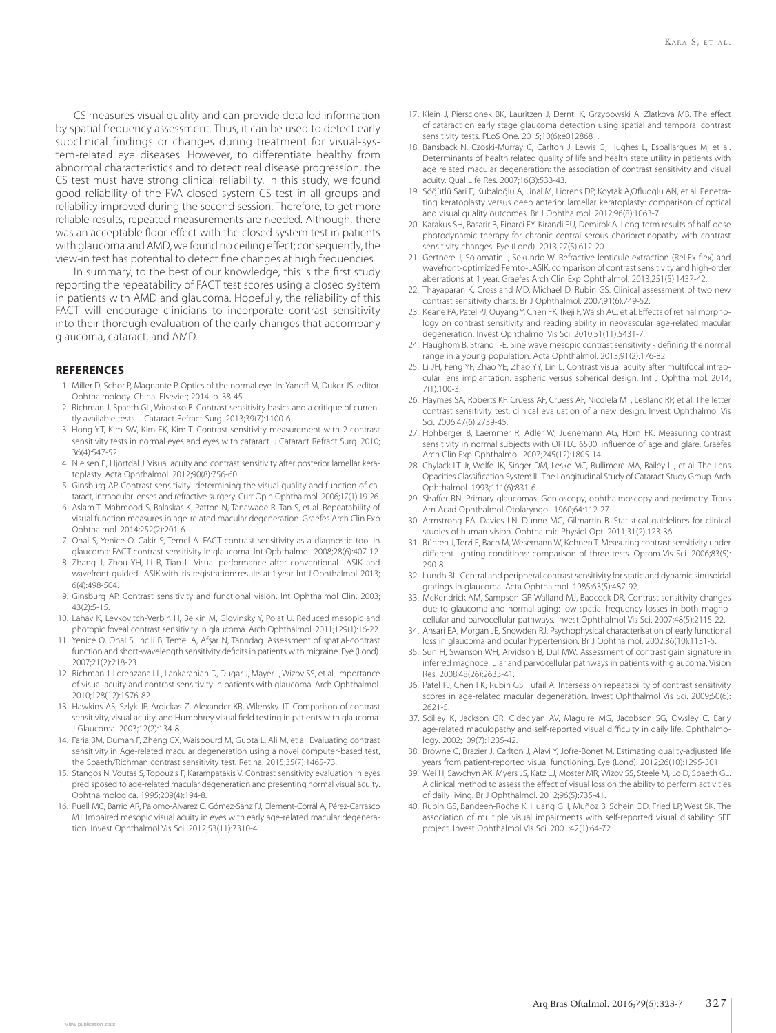CS measures visual quality and can provide detailed information by spatial frequency assessment. Thus, it can be used to detect early subclinical findings or changes during treatment for visual-system-related eye diseases. However, to differentiate healthy from abnormal characteristics and to detect real disease progression, the CS test must have strong clinical reliability. In this study, we found good reliability of the FVA closed system CS test in all groups and reliability improved during the second session. Therefore, to get more reliable results, repeated measurements are needed. Although, there was an acceptable floor-effect with the closed system test in patients with glaucoma and AMD, we found no ceiling effect; consequently, the view-in test has potential to detect fine changes at high frequencies.

In summary, to the best of our knowledge, this is the first study reporting the repeatability of FACT test scores using a closed system in patients with AMD and glaucoma. Hopefully, the reliability of this FACT will encourage clinicians to incorporate contrast sensitivity into their thorough evaluation of the early changes that accompany glaucoma, cataract, and AMD.

## REFERENCES

1. Miller D, Schor P, Magnante P. Optics of the normal eye. In: Yanoff M, Duker JS, editor. Ophthalmology. China: Elsevier; 2014. p. 38-45.
2. Richman J, Spaeth GL, Wirostko B. Contrast sensitivity basics and a critique of currently available tests. J Cataract Refract Surg. 2013;39(7):1100-6.
3. Hong YT, Kim SW, Kim EK, Kim T. Contrast sensitivity measurement with 2 contrast sensitivity tests in normal eyes and eyes with cataract. J Cataract Refract Surg. 2010; 36(4):547-52.
4. Nielsen E, Hjortdal J. Visual acuity and contrast sensitivity after posterior lamellar keratoplasty. Acta Ophthalmol. 2012;90(8):756-60.
5. Ginsburg AP. Contrast sensitivity: determining the visual quality and function of cataract, intraocular lenses and refractive surgery. Curr Opin Ophthalmol. 2006;17(1):19-26.
6. Aslam T, Mahmood S, Balaskas K, Patton N, Tanawade R, Tan S, et al. Repeatability of visual function measures in age-related macular degeneration. Graefes Arch Clin Exp Ophthalmol. 2014;252(2):201-6.
7. Onal S, Yenice O, Cakir S, Temel A. FACT contrast sensitivity as a diagnostic tool in glaucoma: FACT contrast sensitivity in glaucoma. Int Ophthalmol. 2008;28(6):407-12.
8. Zhang J, Zhou YH, Li R, Tian L. Visual performance after conventional LASIK and wavefront-guided LASIK with iris-registration: results at 1 year. Int J Ophthalmol. 2013; 6(4):498-504.
9. Ginsburg AP. Contrast sensitivity and functional vision. Int Ophthalmol Clin. 2003; 43(2):5-15.
10. Lahav K, Levkovitch-Verbin H, Belkin M, Glovinsky Y, Polat U. Reduced mesopic and photopic foveal contrast sensitivity in glaucoma. Arch Ophthalmol. 2011;129(1):16-22.
11. Yenice O, Onal S, Incili B, Temel A, Afşar N, Tanrıdag. Assessment of spatial-contrast function and short-wavelength sensitivity deficits in patients with migraine. Eye (Lond). 2007;21(2):218-23.
12. Richman J, Lorenzana LL, Lankaranian D, Dugar J, Mayer J, Wizov SS, et al. Importance of visual acuity and contrast sensitivity in patients with glaucoma. Arch Ophthalmol. 2010;128(12):1576-82.
13. Hawkins AS, Szlyk JP, Ardickas Z, Alexander KR, Wilensky JT. Comparison of contrast sensitivity, visual acuity, and Humphrey visual field testing in patients with glaucoma. J Glaucoma. 2003;12(2):134-8.
14. Faria BM, Duman F, Zheng CX, Waisbourd M, Gupta L, Ali M, et al. Evaluating contrast sensitivity in Age-related macular degeneration using a novel computer-based test, the Spaeth/Richman contrast sensitivity test. Retina. 2015;35(7):1465-73.
15. Stangos N, Voutas S, Topouzis F, Karampatakis V. Contrast sensitivity evaluation in eyes predisposed to age-related macular degeneration and presenting normal visual acuity. Ophthalmologica. 1995;209(4):194-8.
16. Puell MC, Barrio AR, Palomo-Alvarez C, Gómez-Sanz FJ, Clement-Corral A, Pérez-Carrasco MJ. Impaired mesopic visual acuity in eyes with early age-related macular degeneration. Invest Ophthalmol Vis Sci. 2012;53(11):7310-4.
17. Klein J, Pierscionek BK, Lauritzen J, Derntl K, Grzybowski A, Zlatkova MB. The effect of cataract on early stage glaucoma detection using spatial and temporal contrast sensitivity tests. PLoS One. 2015;10(6):e0128681.
18. Bansback N, Czoski-Murray C, Carlton J, Lewis G, Hughes L, Espallargues M, et al. Determinants of health related quality of life and health state utility in patients with age related macular degeneration: the association of contrast sensitivity and visual acuity. Qual Life Res. 2007;16(3):533-43.
19. Söğütlü Sari E, Kubaloğlu A, Unal M, Liorens DP, Koytak A,Ofluoglu AN, et al. Penetrating keratoplasty versus deep anterior lamellar keratoplasty: comparison of optical and visual quality outcomes. Br J Ophthalmol. 2012;96(8):1063-7.
20. Karakus SH, Basarir B, Pinarci EY, Kirandi EU, Demirok A. Long-term results of half-dose photodynamic therapy for chronic central serous chorioretinopathy with contrast sensitivity changes. Eye (Lond). 2013;27(5):612-20.
21. Gertnere J, Solomatin I, Sekundo W. Refractive lenticule extraction (ReLEx flex) and wavefront-optimized Femto-LASIK: comparison of contrast sensitivity and high-order aberrations at 1 year. Graefes Arch Clin Exp Ophthalmol. 2013;251(5):1437-42.
22. Thayaparan K, Crossland MD, Michael D, Rubin GS. Clinical assessment of two new contrast sensitivity charts. Br J Ophthalmol. 2007;91(6):749-52.
23. Keane PA, Patel PJ, Ouyang Y, Chen FK, Ikeji F, Walsh AC, et al. Effects of retinal morphology on contrast sensitivity and reading ability in neovascular age-related macular degeneration. Invest Ophthalmol Vis Sci. 2010;51(11):5431-7.
24. Haughom B, Strand T-E. Sine wave mesopic contrast sensitivity - defining the normal range in a young population. Acta Ophthalmol. 2013;91(2):176-82.
25. Li JH, Feng YF, Zhao YE, Zhao YY, Lin L. Contrast visual acuity after multifocal intraocular lens implantation: aspheric versus spherical design. Int J Ophthalmol. 2014; 7(1):100-3.
26. Haymes SA, Roberts KF, Cruess AF, Cruess AF, Nicolela MT, LeBlanc RP, et al. The letter contrast sensitivity test: clinical evaluation of a new design. Invest Ophthalmol Vis Sci. 2006;47(6):2739-45.
27. Hohberger B, Laemmer R, Adler W, Juenemann AG, Horn FK. Measuring contrast sensitivity in normal subjects with OPTEC 6500: influence of age and glare. Graefes Arch Clin Exp Ophthalmol. 2007;245(12):1805-14.
28. Chylack LT Jr, Wolfe JK, Singer DM, Leske MC, Bullimore MA, Bailey IL, et al. The Lens Opacities Classification System III. The Longitudinal Study of Cataract Study Group. Arch Ophthalmol. 1993;111(6):831-6.
29. Shaffer RN. Primary glaucomas. Gonioscopy, ophthalmoscopy and perimetry. Trans Am Acad Ophthalmol Otolaryngol. 1960;64:112-27.
30. Armstrong RA, Davies LN, Dunne MC, Gilmartin B. Statistical guidelines for clinical studies of human vision. Ophthalmic Physiol Opt. 2011;31(2):123-36.
31. Bühren J, Terzi E, Bach M, Wesemann W, Kohnen T. Measuring contrast sensitivity under different lighting conditions: comparison of three tests. Optom Vis Sci. 2006;83(5): 290-8.
32. Lundh BL. Central and peripheral contrast sensitivity for static and dynamic sinusoidal gratings in glaucoma. Acta Ophthalmol. 1985;63(5):487-92.
33. McKendrick AM, Sampson GP, Walland MJ, Badcock DR. Contrast sensitivity changes due to glaucoma and normal aging: low-spatial-frequency losses in both magnocellular and parvocellular pathways. Invest Ophthalmol Vis Sci. 2007;48(5):2115-22.
34. Ansari EA, Morgan JE, Snowden RJ. Psychophysical characterisation of early functional loss in glaucoma and ocular hypertension. Br J Ophthalmol. 2002;86(10):1131-5.
35. Sun H, Swanson WH, Arvidson B, Dul MW. Assessment of contrast gain signature in inferred magnocellular and parvocellular pathways in patients with glaucoma. Vision Res. 2008;48(26):2633-41.
36. Patel PJ, Chen FK, Rubin GS, Tufail A. Intersession repeatability of contrast sensitivity scores in age-related macular degeneration. Invest Ophthalmol Vis Sci. 2009;50(6): 2621-5.
37. Scilley K, Jackson GR, Cideciyan AV, Maguire MG, Jacobson SG, Owsley C. Early age-related maculopathy and self-reported visual difficulty in daily life. Ophthalmology. 2002;109(7):1235-42.
38. Browne C, Brazier J, Carlton J, Alavi Y, Jofre-Bonet M. Estimating quality-adjusted life years from patient-reported visual functioning. Eye (Lond). 2012;26(10):1295-301.
39. Wei H, Sawchyn AK, Myers JS, Katz LJ, Moster MR, Wizov SS, Steele M, Lo D, Spaeth GL. A clinical method to assess the effect of visual loss on the ability to perform activities of daily living. Br J Ophthalmol. 2012;96(5):735-41.
40. Rubin GS, Bandeen-Roche K, Huang GH, Muñoz B, Schein OD, Fried LP, West SK. The association of multiple visual impairments with self-reported visual disability: SEE project. Invest Ophthalmol Vis Sci. 2001;42(1):64-72.